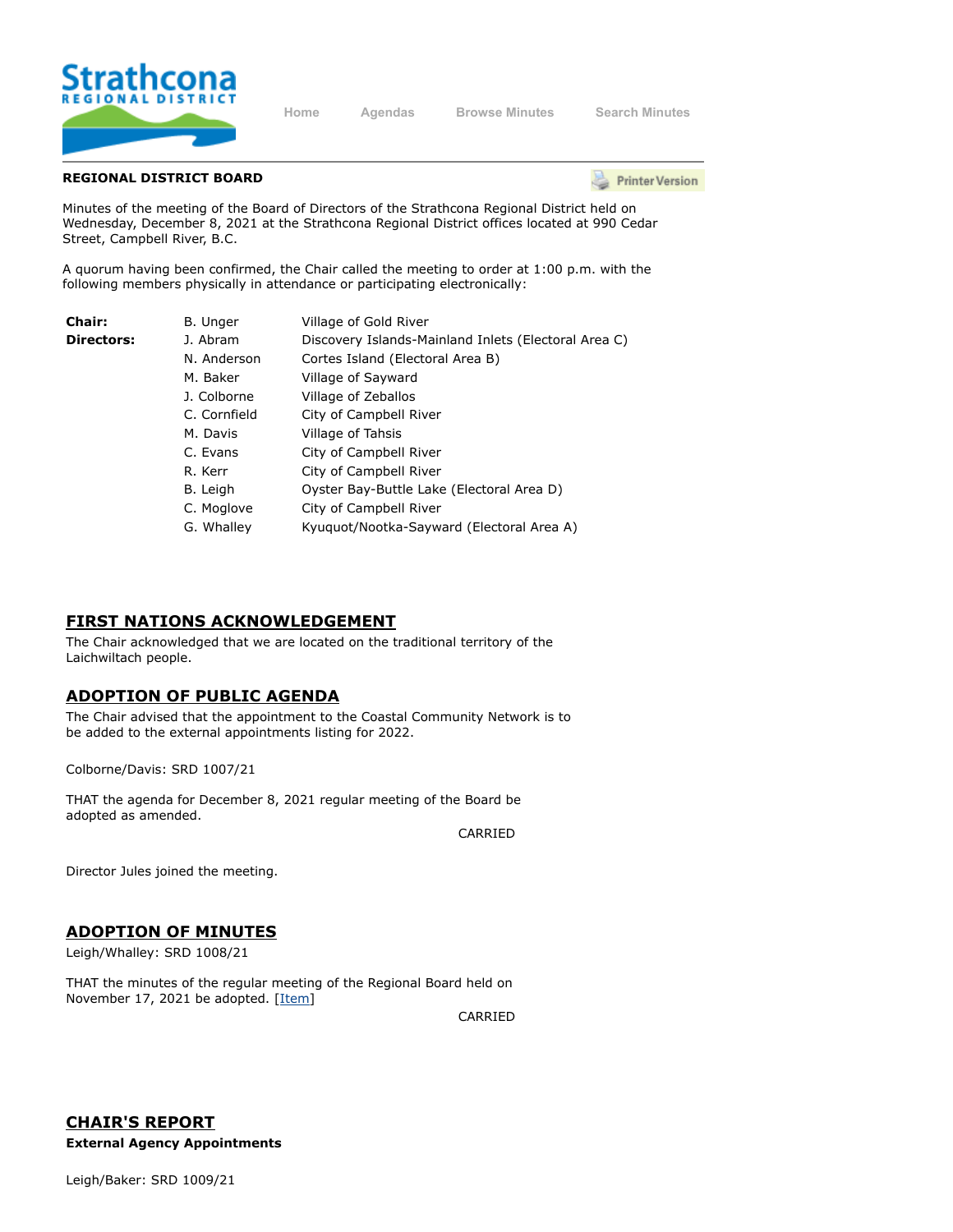Home Agendas Browse Minutes Search Minutes

**REGIONAL DISTRICT BOARD**

Minutes of the meeting of the Board of Directors of the Strathcona Regional District held on Wednesday, December 8, 2021 at the Strathcona Regional District offices located at 990 Cedar Street, Campbell River, B.C.

A quorum having been confirmed, the Chair called the meeting to order at 1:00 p.m. with the following members physically in attendance or participating electronically:

| | | |
|---|---|---|
| **Chair:** | B. Unger | Village of Gold River |
| **Directors:** | J. Abram | Discovery Islands-Mainland Inlets (Electoral Area C) |
| | N. Anderson | Cortes Island (Electoral Area B) |
| | M. Baker | Village of Sayward |
| | J. Colborne | Village of Zeballos |
| | C. Cornfield | City of Campbell River |
| | M. Davis | Village of Tahsis |
| | C. Evans | City of Campbell River |
| | R. Kerr | City of Campbell River |
| | B. Leigh | Oyster Bay-Buttle Lake (Electoral Area D) |
| | C. Moglove | City of Campbell River |
| | G. Whalley | Kyuquot/Nootka-Sayward (Electoral Area A) |

## FIRST NATIONS ACKNOWLEDGEMENT

The Chair acknowledged that we are located on the traditional territory of the Laichwiltach people.

## ADOPTION OF PUBLIC AGENDA

The Chair advised that the appointment to the Coastal Community Network is to be added to the external appointments listing for 2022.

Colborne/Davis: SRD 1007/21

THAT the agenda for December 8, 2021 regular meeting of the Board be adopted as amended.

CARRIED

Director Jules joined the meeting.

## ADOPTION OF MINUTES

Leigh/Whalley: SRD 1008/21

THAT the minutes of the regular meeting of the Regional Board held on November 17, 2021 be adopted. [Item]

CARRIED

## CHAIR'S REPORT

**External Agency Appointments**

Leigh/Baker: SRD 1009/21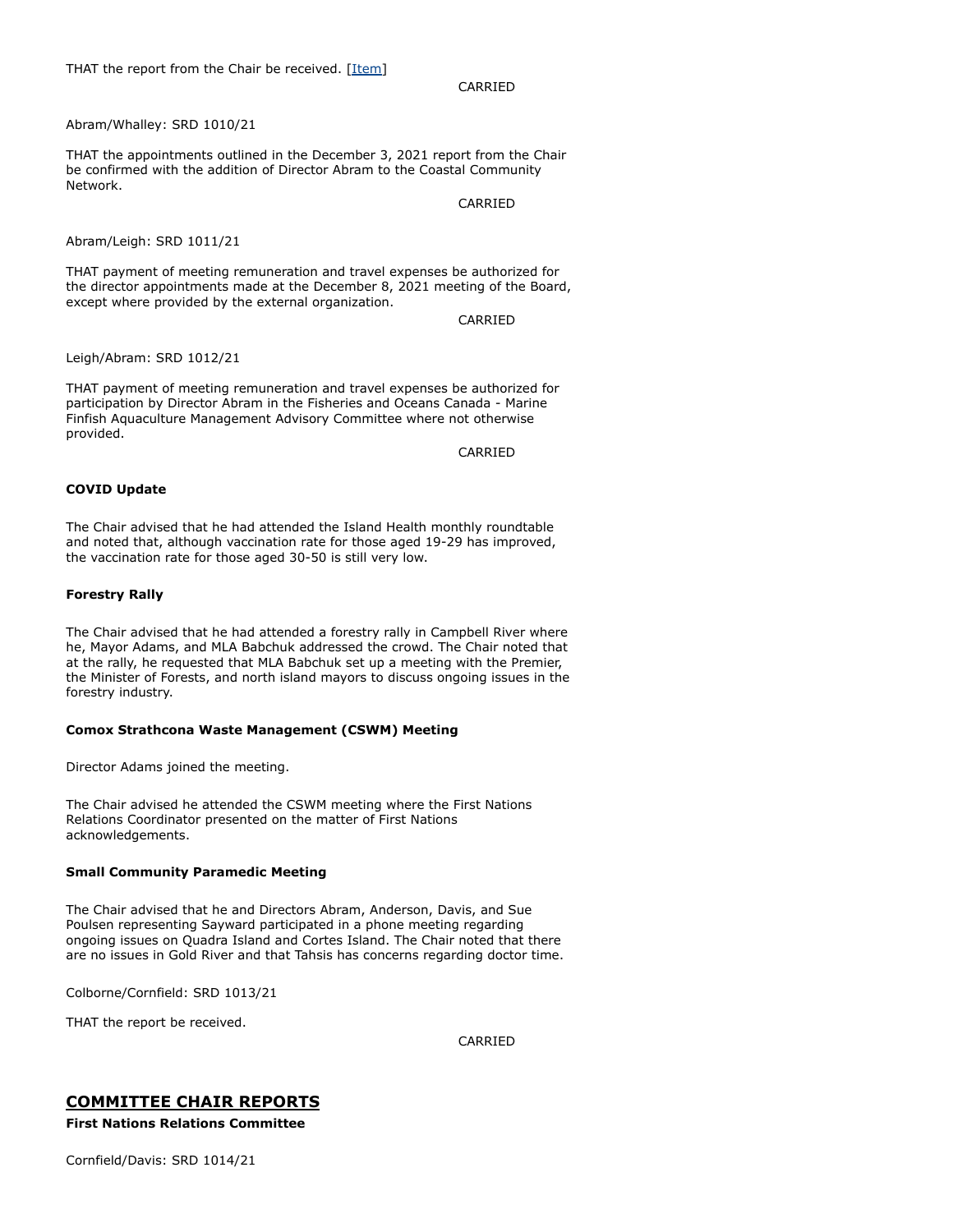THAT the report from the Chair be received. [Item]

CARRIED

Abram/Whalley: SRD 1010/21

THAT the appointments outlined in the December 3, 2021 report from the Chair be confirmed with the addition of Director Abram to the Coastal Community Network.

CARRIED

Abram/Leigh: SRD 1011/21

THAT payment of meeting remuneration and travel expenses be authorized for the director appointments made at the December 8, 2021 meeting of the Board, except where provided by the external organization.

CARRIED

Leigh/Abram: SRD 1012/21

THAT payment of meeting remuneration and travel expenses be authorized for participation by Director Abram in the Fisheries and Oceans Canada - Marine Finfish Aquaculture Management Advisory Committee where not otherwise provided.

CARRIED

**COVID Update**

The Chair advised that he had attended the Island Health monthly roundtable and noted that, although vaccination rate for those aged 19-29 has improved, the vaccination rate for those aged 30-50 is still very low.

**Forestry Rally**

The Chair advised that he had attended a forestry rally in Campbell River where he, Mayor Adams, and MLA Babchuk addressed the crowd. The Chair noted that at the rally, he requested that MLA Babchuk set up a meeting with the Premier, the Minister of Forests, and north island mayors to discuss ongoing issues in the forestry industry.

**Comox Strathcona Waste Management (CSWM) Meeting**

Director Adams joined the meeting.

The Chair advised he attended the CSWM meeting where the First Nations Relations Coordinator presented on the matter of First Nations acknowledgements.

**Small Community Paramedic Meeting**

The Chair advised that he and Directors Abram, Anderson, Davis, and Sue Poulsen representing Sayward participated in a phone meeting regarding ongoing issues on Quadra Island and Cortes Island. The Chair noted that there are no issues in Gold River and that Tahsis has concerns regarding doctor time.

Colborne/Cornfield: SRD 1013/21

THAT the report be received.

CARRIED

## COMMITTEE CHAIR REPORTS

**First Nations Relations Committee**

Cornfield/Davis: SRD 1014/21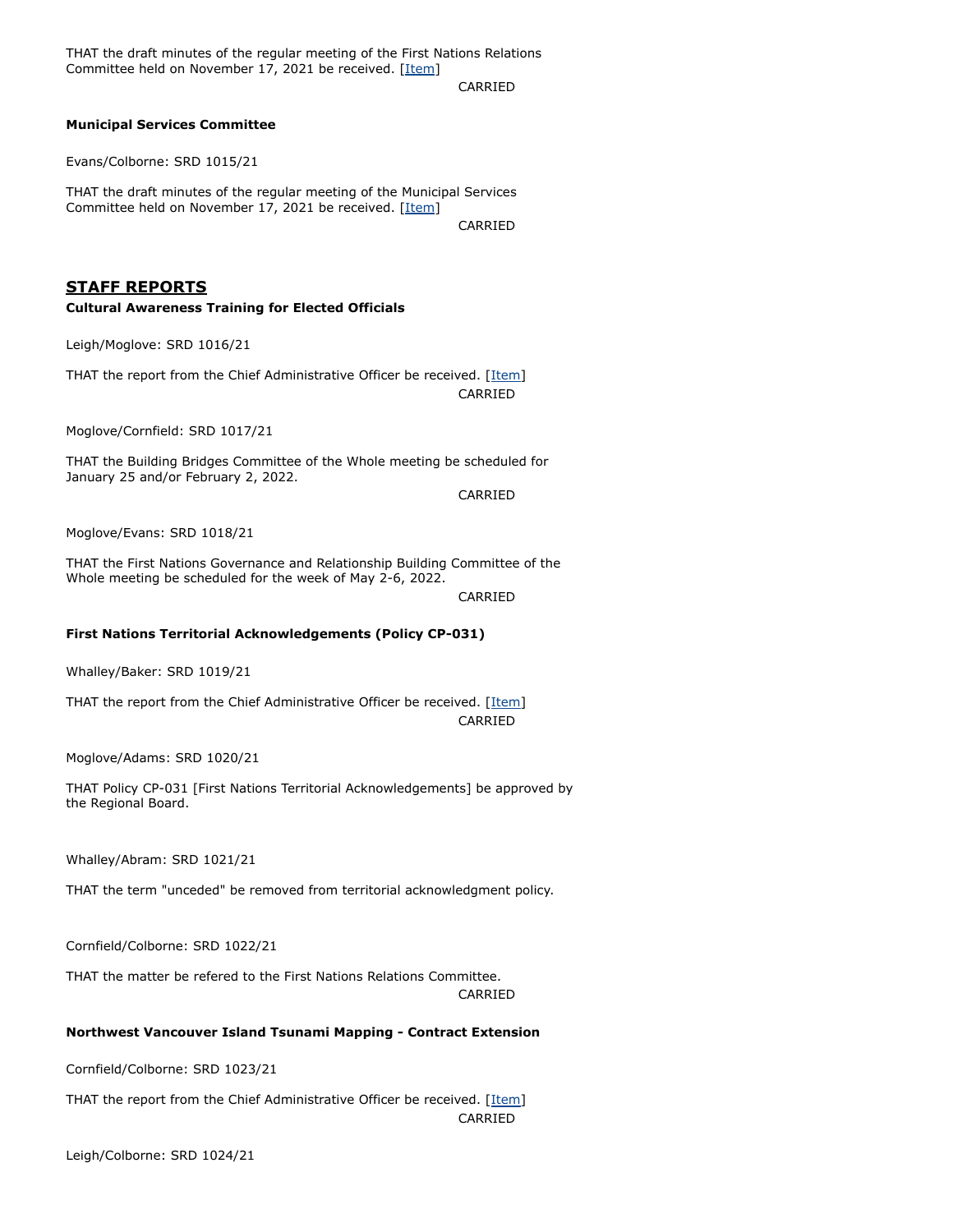THAT the draft minutes of the regular meeting of the First Nations Relations Committee held on November 17, 2021 be received. [Item]

CARRIED

**Municipal Services Committee**

Evans/Colborne: SRD 1015/21

THAT the draft minutes of the regular meeting of the Municipal Services Committee held on November 17, 2021 be received. [Item]

CARRIED

## STAFF REPORTS

**Cultural Awareness Training for Elected Officials**

Leigh/Moglove: SRD 1016/21

THAT the report from the Chief Administrative Officer be received. [Item]

CARRIED

Moglove/Cornfield: SRD 1017/21

THAT the Building Bridges Committee of the Whole meeting be scheduled for January 25 and/or February 2, 2022.

CARRIED

Moglove/Evans: SRD 1018/21

THAT the First Nations Governance and Relationship Building Committee of the Whole meeting be scheduled for the week of May 2-6, 2022.

CARRIED

**First Nations Territorial Acknowledgements (Policy CP-031)**

Whalley/Baker: SRD 1019/21

THAT the report from the Chief Administrative Officer be received. [Item]

CARRIED

Moglove/Adams: SRD 1020/21

THAT Policy CP-031 [First Nations Territorial Acknowledgements] be approved by the Regional Board.

Whalley/Abram: SRD 1021/21

THAT the term "unceded" be removed from territorial acknowledgment policy.

Cornfield/Colborne: SRD 1022/21

THAT the matter be refered to the First Nations Relations Committee.

CARRIED

**Northwest Vancouver Island Tsunami Mapping - Contract Extension**

Cornfield/Colborne: SRD 1023/21

THAT the report from the Chief Administrative Officer be received. [Item]

CARRIED

Leigh/Colborne: SRD 1024/21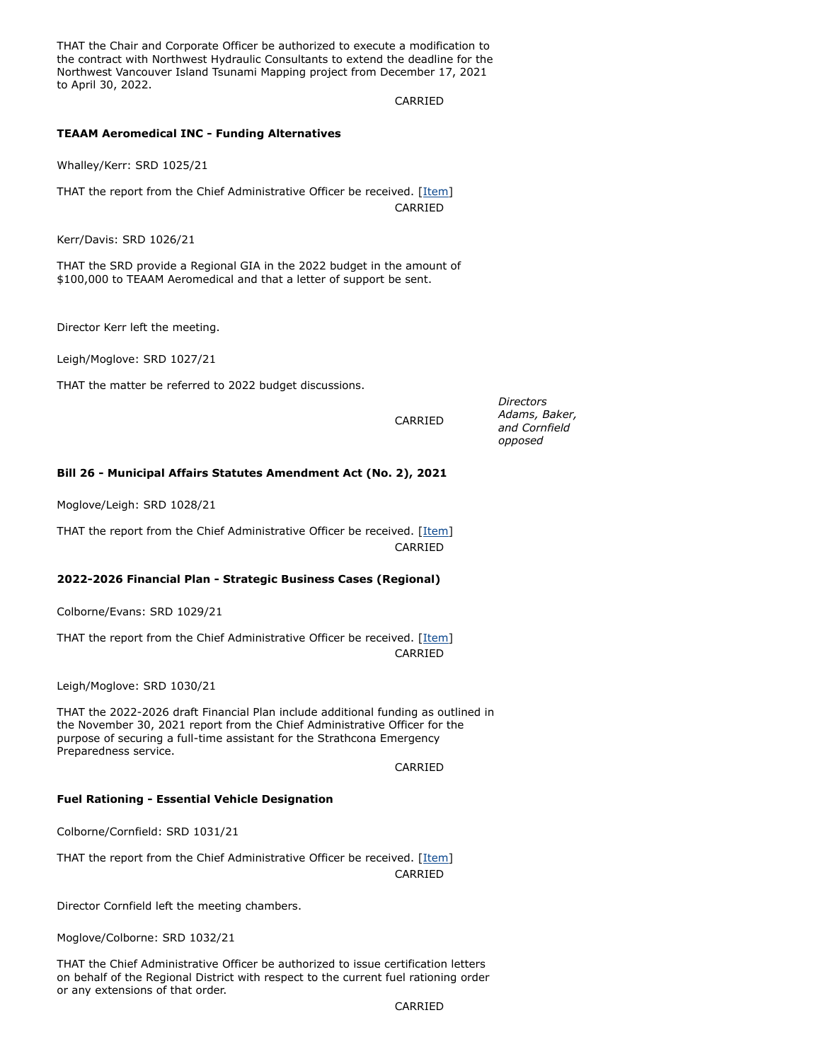THAT the Chair and Corporate Officer be authorized to execute a modification to the contract with Northwest Hydraulic Consultants to extend the deadline for the Northwest Vancouver Island Tsunami Mapping project from December 17, 2021 to April 30, 2022.

CARRIED

**TEAAM Aeromedical INC - Funding Alternatives**

Whalley/Kerr: SRD 1025/21

THAT the report from the Chief Administrative Officer be received. [Item]

CARRIED

Kerr/Davis: SRD 1026/21

THAT the SRD provide a Regional GIA in the 2022 budget in the amount of $100,000 to TEAAM Aeromedical and that a letter of support be sent.

Director Kerr left the meeting.

Leigh/Moglove: SRD 1027/21

THAT the matter be referred to 2022 budget discussions.

CARRIED *Directors Adams, Baker, and Cornfield opposed*

**Bill 26 - Municipal Affairs Statutes Amendment Act (No. 2), 2021**

Moglove/Leigh: SRD 1028/21

THAT the report from the Chief Administrative Officer be received. [Item]

CARRIED

**2022-2026 Financial Plan - Strategic Business Cases (Regional)**

Colborne/Evans: SRD 1029/21

THAT the report from the Chief Administrative Officer be received. [Item]

CARRIED

Leigh/Moglove: SRD 1030/21

THAT the 2022-2026 draft Financial Plan include additional funding as outlined in the November 30, 2021 report from the Chief Administrative Officer for the purpose of securing a full-time assistant for the Strathcona Emergency Preparedness service.

CARRIED

**Fuel Rationing - Essential Vehicle Designation**

Colborne/Cornfield: SRD 1031/21

THAT the report from the Chief Administrative Officer be received. [Item]

CARRIED

Director Cornfield left the meeting chambers.

Moglove/Colborne: SRD 1032/21

THAT the Chief Administrative Officer be authorized to issue certification letters on behalf of the Regional District with respect to the current fuel rationing order or any extensions of that order.

CARRIED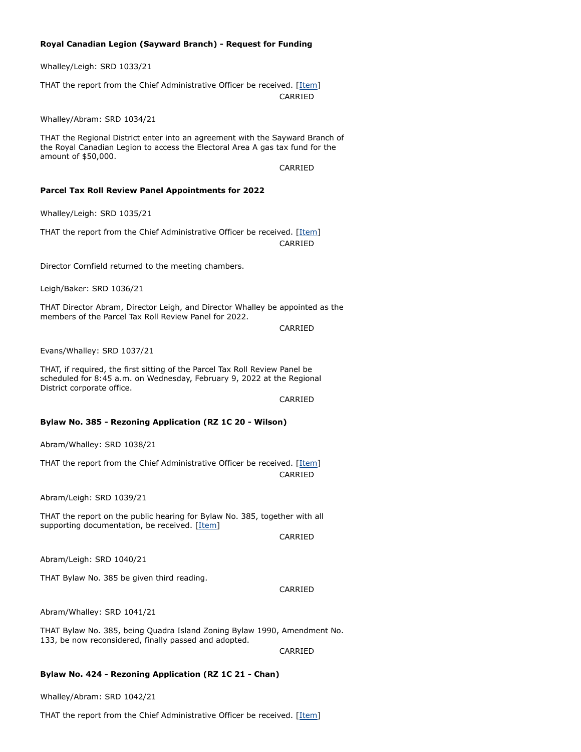**Royal Canadian Legion (Sayward Branch) - Request for Funding**

Whalley/Leigh: SRD 1033/21

THAT the report from the Chief Administrative Officer be received. [Item]

CARRIED

Whalley/Abram: SRD 1034/21

THAT the Regional District enter into an agreement with the Sayward Branch of the Royal Canadian Legion to access the Electoral Area A gas tax fund for the amount of $50,000.

CARRIED

**Parcel Tax Roll Review Panel Appointments for 2022**

Whalley/Leigh: SRD 1035/21

THAT the report from the Chief Administrative Officer be received. [Item]

CARRIED

Director Cornfield returned to the meeting chambers.

Leigh/Baker: SRD 1036/21

THAT Director Abram, Director Leigh, and Director Whalley be appointed as the members of the Parcel Tax Roll Review Panel for 2022.

CARRIED

Evans/Whalley: SRD 1037/21

THAT, if required, the first sitting of the Parcel Tax Roll Review Panel be scheduled for 8:45 a.m. on Wednesday, February 9, 2022 at the Regional District corporate office.

CARRIED

**Bylaw No. 385 - Rezoning Application (RZ 1C 20 - Wilson)**

Abram/Whalley: SRD 1038/21

THAT the report from the Chief Administrative Officer be received. [Item]

CARRIED

Abram/Leigh: SRD 1039/21

THAT the report on the public hearing for Bylaw No. 385, together with all supporting documentation, be received. [Item]

CARRIED

Abram/Leigh: SRD 1040/21

THAT Bylaw No. 385 be given third reading.

CARRIED

Abram/Whalley: SRD 1041/21

THAT Bylaw No. 385, being Quadra Island Zoning Bylaw 1990, Amendment No. 133, be now reconsidered, finally passed and adopted.

CARRIED

**Bylaw No. 424 - Rezoning Application (RZ 1C 21 - Chan)**

Whalley/Abram: SRD 1042/21

THAT the report from the Chief Administrative Officer be received. [Item]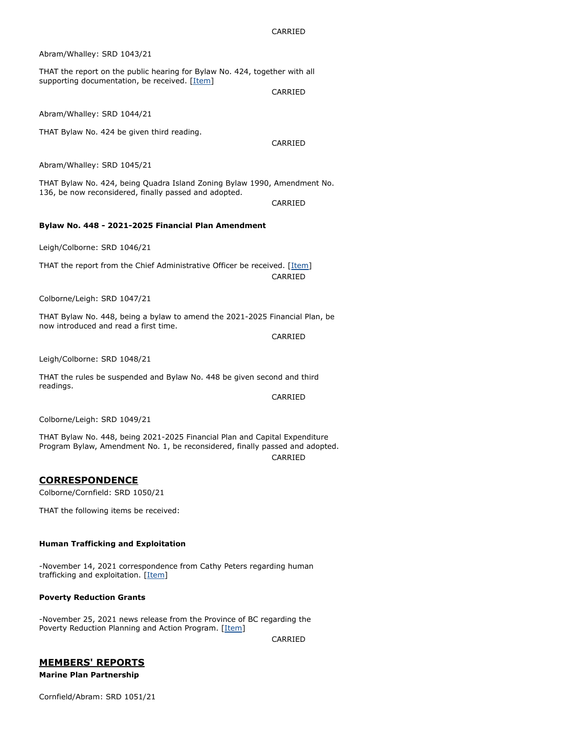CARRIED

Abram/Whalley: SRD 1043/21

THAT the report on the public hearing for Bylaw No. 424, together with all supporting documentation, be received. [Item]

CARRIED

Abram/Whalley: SRD 1044/21

THAT Bylaw No. 424 be given third reading.

CARRIED

Abram/Whalley: SRD 1045/21

THAT Bylaw No. 424, being Quadra Island Zoning Bylaw 1990, Amendment No. 136, be now reconsidered, finally passed and adopted.

CARRIED

**Bylaw No. 448 - 2021-2025 Financial Plan Amendment**

Leigh/Colborne: SRD 1046/21

THAT the report from the Chief Administrative Officer be received. [Item]

CARRIED

Colborne/Leigh: SRD 1047/21

THAT Bylaw No. 448, being a bylaw to amend the 2021-2025 Financial Plan, be now introduced and read a first time.

CARRIED

Leigh/Colborne: SRD 1048/21

THAT the rules be suspended and Bylaw No. 448 be given second and third readings.

CARRIED

Colborne/Leigh: SRD 1049/21

THAT Bylaw No. 448, being 2021-2025 Financial Plan and Capital Expenditure Program Bylaw, Amendment No. 1, be reconsidered, finally passed and adopted.

CARRIED

## CORRESPONDENCE

Colborne/Cornfield: SRD 1050/21

THAT the following items be received:

**Human Trafficking and Exploitation**

-November 14, 2021 correspondence from Cathy Peters regarding human trafficking and exploitation. [Item]

**Poverty Reduction Grants**

-November 25, 2021 news release from the Province of BC regarding the Poverty Reduction Planning and Action Program. [Item]

CARRIED

## MEMBERS' REPORTS

**Marine Plan Partnership**

Cornfield/Abram: SRD 1051/21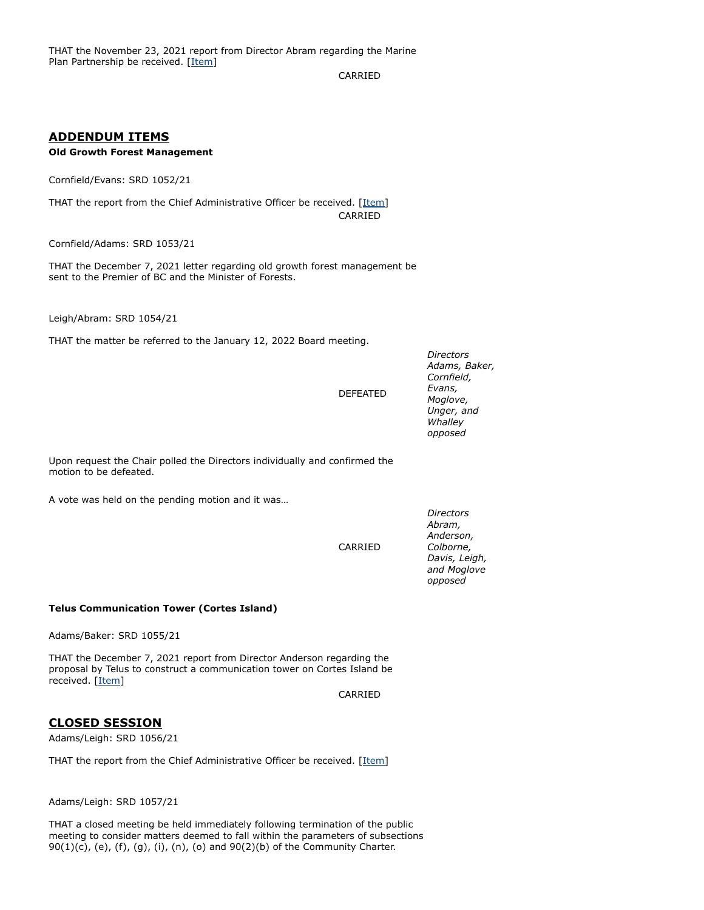THAT the November 23, 2021 report from Director Abram regarding the Marine Plan Partnership be received. [Item]

CARRIED

## ADDENDUM ITEMS

### Old Growth Forest Management

Cornfield/Evans: SRD 1052/21

THAT the report from the Chief Administrative Officer be received. [Item]

CARRIED

Cornfield/Adams: SRD 1053/21

THAT the December 7, 2021 letter regarding old growth forest management be sent to the Premier of BC and the Minister of Forests.

Leigh/Abram: SRD 1054/21

THAT the matter be referred to the January 12, 2022 Board meeting.

DEFEATED — *Directors Adams, Baker, Cornfield, Evans, Moglove, Unger, and Whalley opposed*

Upon request the Chair polled the Directors individually and confirmed the motion to be defeated.

A vote was held on the pending motion and it was…

CARRIED — *Directors Abram, Anderson, Colborne, Davis, Leigh, and Moglove opposed*

### Telus Communication Tower (Cortes Island)

Adams/Baker: SRD 1055/21

THAT the December 7, 2021 report from Director Anderson regarding the proposal by Telus to construct a communication tower on Cortes Island be received. [Item]

CARRIED

## CLOSED SESSION

Adams/Leigh: SRD 1056/21

THAT the report from the Chief Administrative Officer be received. [Item]

Adams/Leigh: SRD 1057/21

THAT a closed meeting be held immediately following termination of the public meeting to consider matters deemed to fall within the parameters of subsections 90(1)(c), (e), (f), (g), (i), (n), (o) and 90(2)(b) of the Community Charter.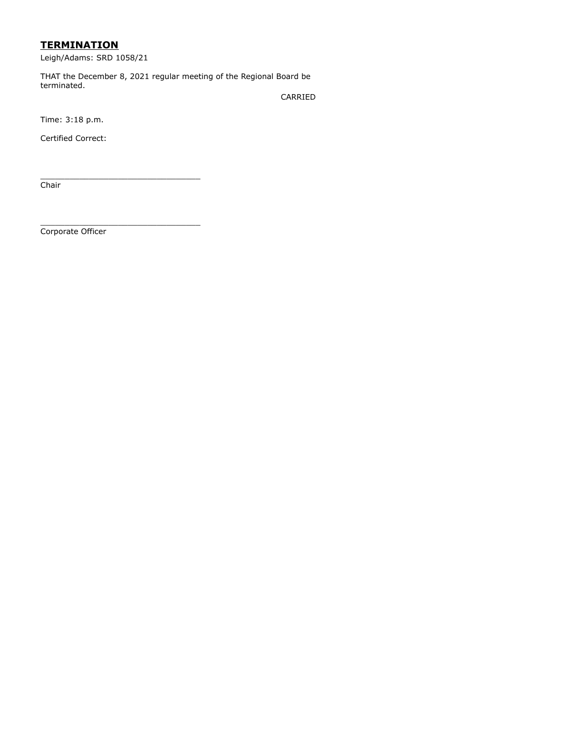## **TERMINATION**

Leigh/Adams: SRD 1058/21

THAT the December 8, 2021 regular meeting of the Regional Board be terminated.

CARRIED

Time: 3:18 p.m.

Certified Correct:

_________________________________
Chair

_________________________________
Corporate Officer